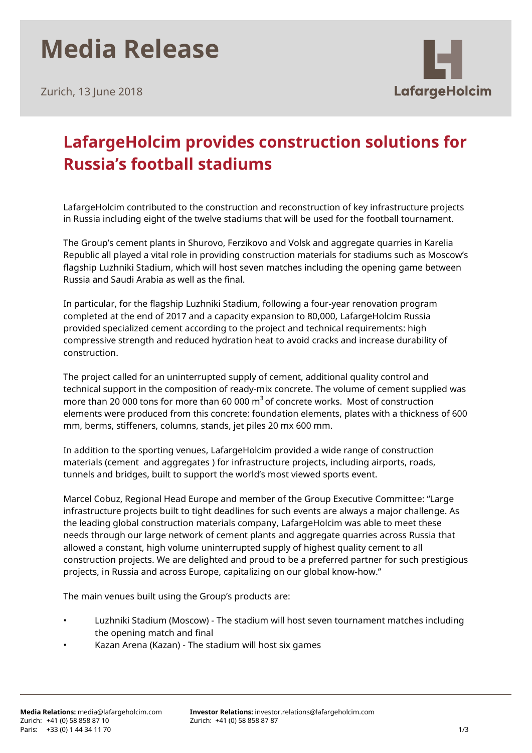# Media Release

Zurich, 13 June 2018

## LafargeHolcim provides construction solutions for Russia's football stadiums

LafargeHolcim contributed to the construction and reconstruction of key infrastructure projects in Russia including eight of the twelve stadiums that will be used for the football tournament.

The Group's cement plants in Shurovo, Ferzikovo and Volsk and aggregate quarries in Karelia Republic all played a vital role in providing construction materials for stadiums such as Moscow's flagship Luzhniki Stadium, which will host seven matches including the opening game between Russia and Saudi Arabia as well as the final.

In particular, for the flagship Luzhniki Stadium, following a four-year renovation program completed at the end of 2017 and a capacity expansion to 80,000, LafargeHolcim Russia provided specialized cement according to the project and technical requirements: high compressive strength and reduced hydration heat to avoid cracks and increase durability of construction.

The project called for an uninterrupted supply of cement, additional quality control and technical support in the composition of ready-mix concrete. The volume of cement supplied was more than 20 000 tons for more than 60 000 $m^3$ of concrete works. Most of construction elements were produced from this concrete: foundation elements, plates with a thickness of 600 mm, berms, stiffeners, columns, stands, jet piles 20 mx 600 mm.

In addition to the sporting venues, LafargeHolcim provided a wide range of construction materials (cement and aggregates ) for infrastructure projects, including airports, roads, tunnels and bridges, built to support the world's most viewed sports event.

Marcel Cobuz, Regional Head Europe and member of the Group Executive Committee: "Large infrastructure projects built to tight deadlines for such events are always a major challenge. As the leading global construction materials company, LafargeHolcim was able to meet these needs through our large network of cement plants and aggregate quarries across Russia that allowed a constant, high volume uninterrupted supply of highest quality cement to all construction projects. We are delighted and proud to be a preferred partner for such prestigious projects, in Russia and across Europe, capitalizing on our global know-how."

The main venues built using the Group's products are:

- Luzhniki Stadium (Moscow) - The stadium will host seven tournament matches including the opening match and final
- Kazan Arena (Kazan) - The stadium will host six games

**Media Relations:** media@lafargeholcim.com
Zurich: +41 (0) 58 858 87 10
Paris: +33 (0) 1 44 34 11 70

**Investor Relations:** investor.relations@lafargeholcim.com
Zurich: +41 (0) 58 858 87 87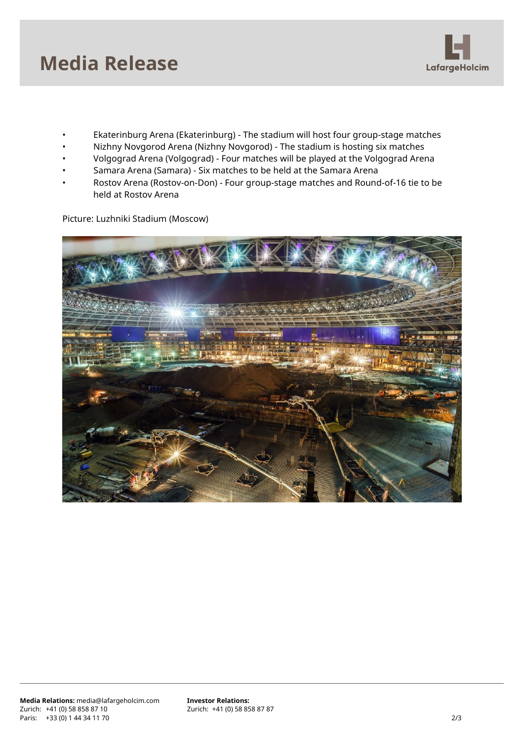- Ekaterinburg Arena (Ekaterinburg) - The stadium will host four group-stage matches
- Nizhny Novgorod Arena (Nizhny Novgorod) - The stadium is hosting six matches
- Volgograd Arena (Volgograd) - Four matches will be played at the Volgograd Arena
- Samara Arena (Samara) - Six matches to be held at the Samara Arena
- Rostov Arena (Rostov-on-Don) - Four group-stage matches and Round-of-16 tie to be held at Rostov Arena

Picture: Luzhniki Stadium (Moscow)

**Media Relations:** media@lafargeholcim.com
Zurich: +41 (0) 58 858 87 10
Paris: +33 (0) 1 44 34 11 70

**Investor Relations:**
Zurich: +41 (0) 58 858 87 87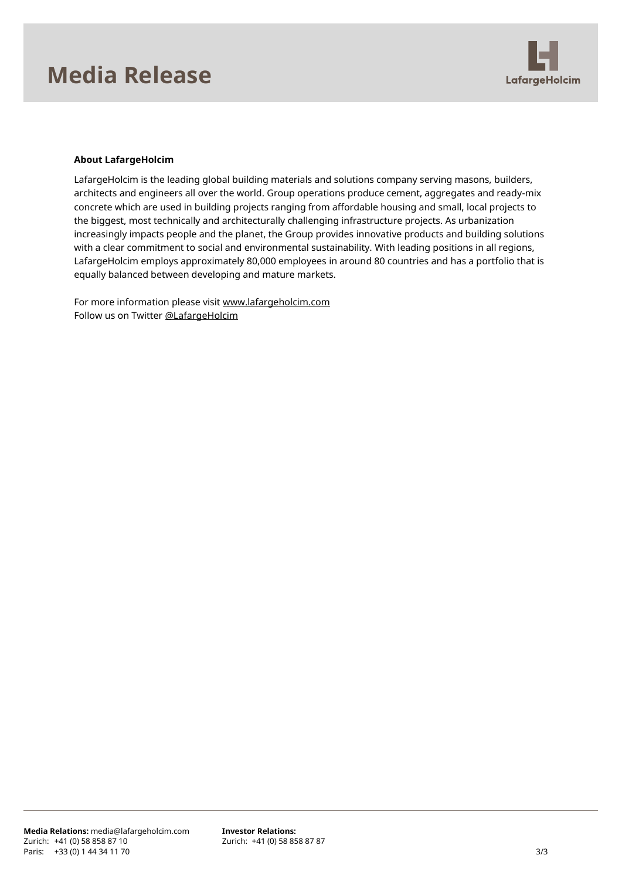**About LafargeHolcim**

LafargeHolcim is the leading global building materials and solutions company serving masons, builders, architects and engineers all over the world. Group operations produce cement, aggregates and ready-mix concrete which are used in building projects ranging from affordable housing and small, local projects to the biggest, most technically and architecturally challenging infrastructure projects. As urbanization increasingly impacts people and the planet, the Group provides innovative products and building solutions with a clear commitment to social and environmental sustainability. With leading positions in all regions, LafargeHolcim employs approximately 80,000 employees in around 80 countries and has a portfolio that is equally balanced between developing and mature markets.

For more information please visit www.lafargeholcim.com
Follow us on Twitter @LafargeHolcim